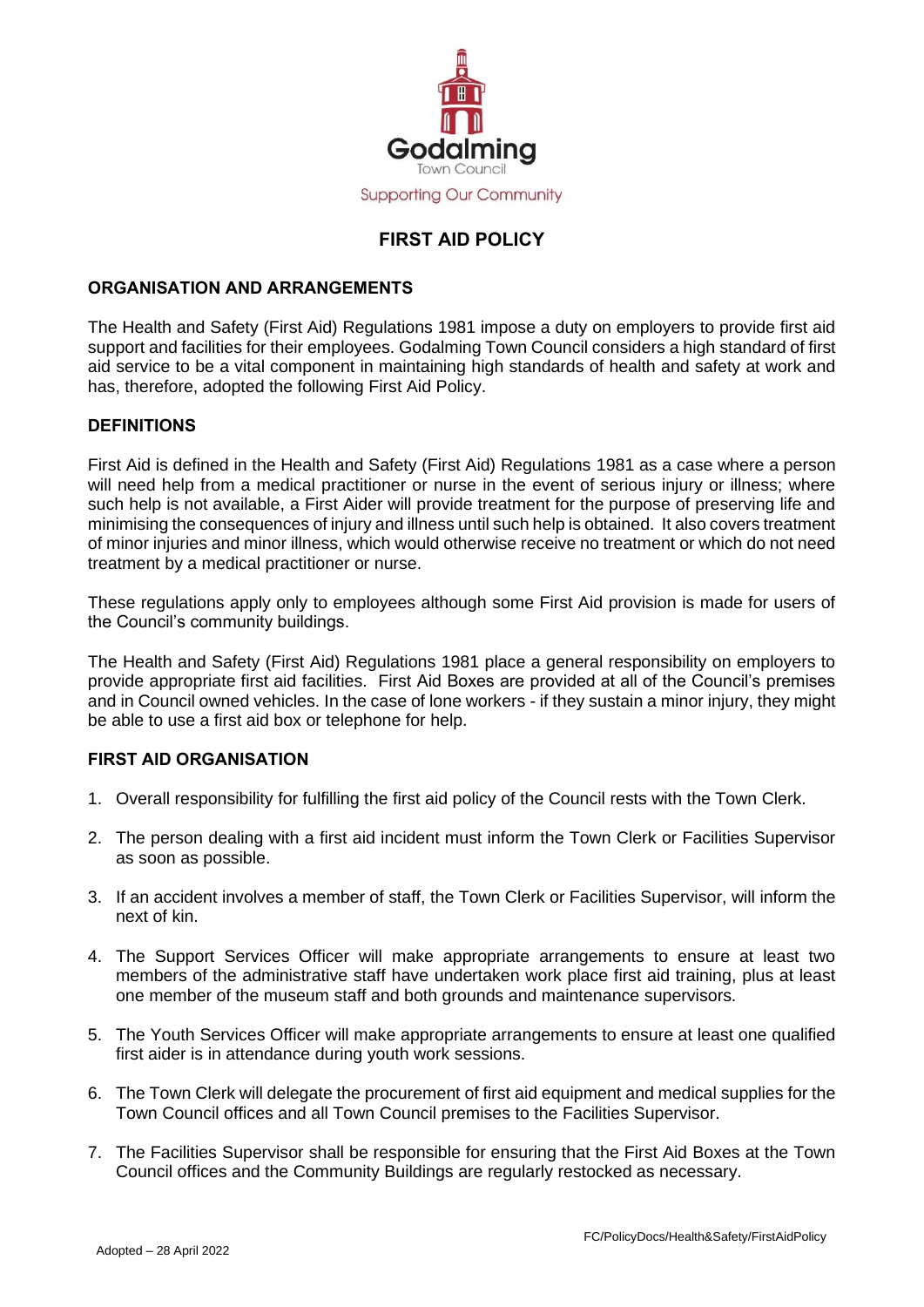Godalming

Town Council

Supporting Our Community

# FIRST AID POLICY

## ORGANISATION AND ARRANGEMENTS

The Health and Safety (First Aid) Regulations 1981 impose a duty on employers to provide first aid support and facilities for their employees. Godalming Town Council considers a high standard of first aid service to be a vital component in maintaining high standards of health and safety at work and has, therefore, adopted the following First Aid Policy.

## DEFINITIONS

First Aid is defined in the Health and Safety (First Aid) Regulations 1981 as a case where a person will need help from a medical practitioner or nurse in the event of serious injury or illness; where such help is not available, a First Aider will provide treatment for the purpose of preserving life and minimising the consequences of injury and illness until such help is obtained. It also covers treatment of minor injuries and minor illness, which would otherwise receive no treatment or which do not need treatment by a medical practitioner or nurse.

These regulations apply only to employees although some First Aid provision is made for users of the Council's community buildings.

The Health and Safety (First Aid) Regulations 1981 place a general responsibility on employers to provide appropriate first aid facilities. First Aid Boxes are provided at all of the Council's premises and in Council owned vehicles. In the case of lone workers - if they sustain a minor injury, they might be able to use a first aid box or telephone for help.

## FIRST AID ORGANISATION

1. Overall responsibility for fulfilling the first aid policy of the Council rests with the Town Clerk.
2. The person dealing with a first aid incident must inform the Town Clerk or Facilities Supervisor as soon as possible.
3. If an accident involves a member of staff, the Town Clerk or Facilities Supervisor, will inform the next of kin.
4. The Support Services Officer will make appropriate arrangements to ensure at least two members of the administrative staff have undertaken work place first aid training, plus at least one member of the museum staff and both grounds and maintenance supervisors.
5. The Youth Services Officer will make appropriate arrangements to ensure at least one qualified first aider is in attendance during youth work sessions.
6. The Town Clerk will delegate the procurement of first aid equipment and medical supplies for the Town Council offices and all Town Council premises to the Facilities Supervisor.
7. The Facilities Supervisor shall be responsible for ensuring that the First Aid Boxes at the Town Council offices and the Community Buildings are regularly restocked as necessary.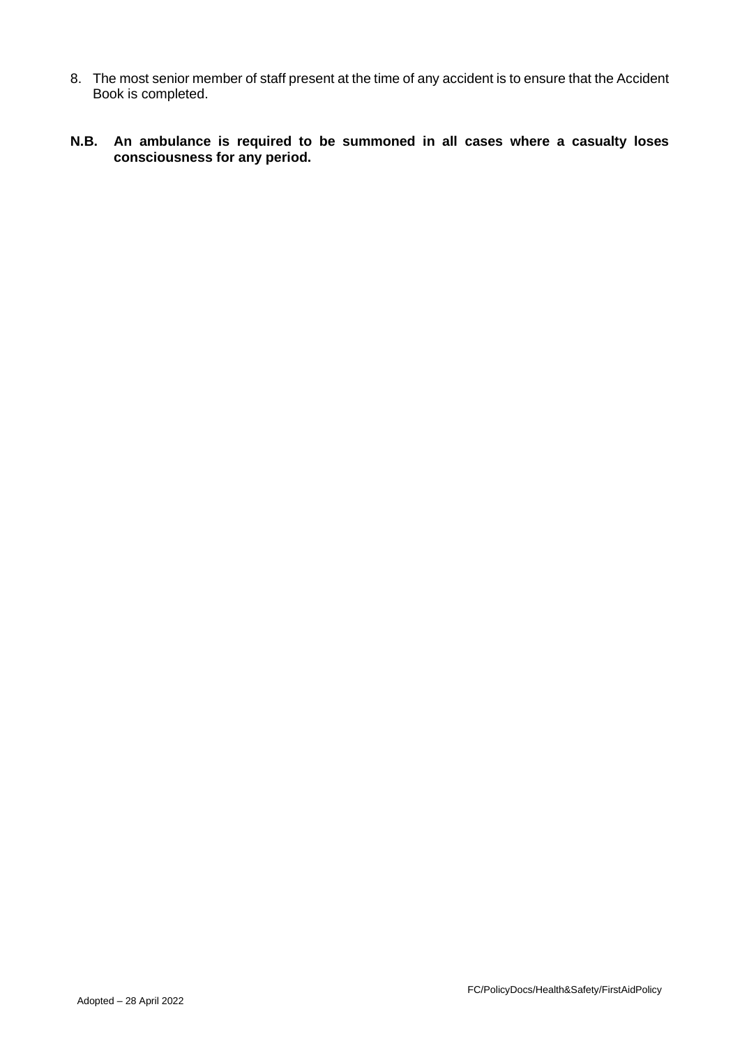8. The most senior member of staff present at the time of any accident is to ensure that the Accident Book is completed.

**N.B. An ambulance is required to be summoned in all cases where a casualty loses consciousness for any period.**